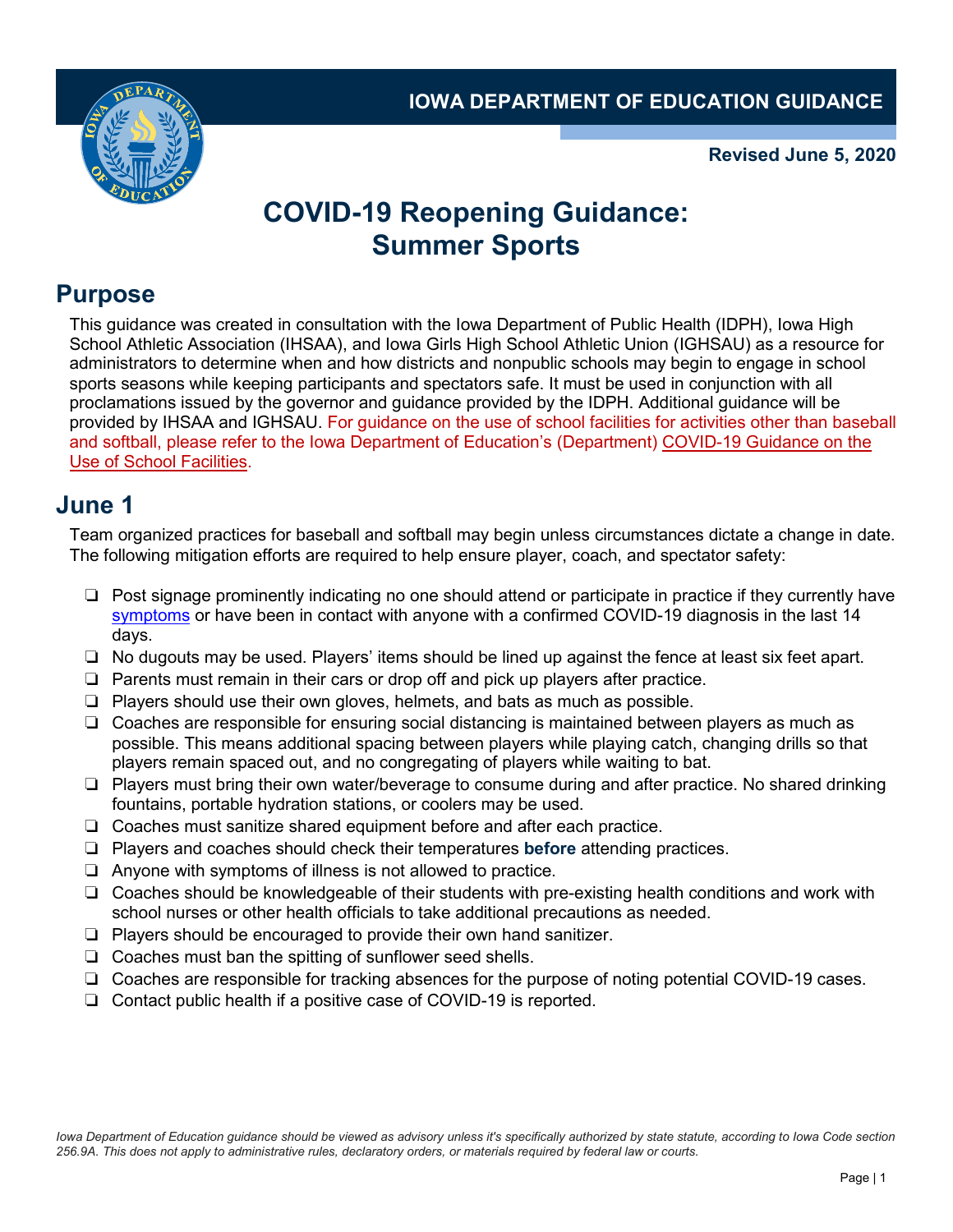IOWA DEPARTMENT OF EDUCATION GUIDANCE

**Revised June 5, 2020**

# COVID-19 Reopening Guidance: Summer Sports

## Purpose

This guidance was created in consultation with the Iowa Department of Public Health (IDPH), Iowa High School Athletic Association (IHSAA), and Iowa Girls High School Athletic Union (IGHSAU) as a resource for administrators to determine when and how districts and nonpublic schools may begin to engage in school sports seasons while keeping participants and spectators safe. It must be used in conjunction with all proclamations issued by the governor and guidance provided by the IDPH. Additional guidance will be provided by IHSAA and IGHSAU. For guidance on the use of school facilities for activities other than baseball and softball, please refer to the Iowa Department of Education's (Department) COVID-19 Guidance on the Use of School Facilities.

## June 1

Team organized practices for baseball and softball may begin unless circumstances dictate a change in date. The following mitigation efforts are required to help ensure player, coach, and spectator safety:

- ❏ Post signage prominently indicating no one should attend or participate in practice if they currently have symptoms or have been in contact with anyone with a confirmed COVID-19 diagnosis in the last 14 days.
- ❏ No dugouts may be used. Players' items should be lined up against the fence at least six feet apart.
- ❏ Parents must remain in their cars or drop off and pick up players after practice.
- ❏ Players should use their own gloves, helmets, and bats as much as possible.
- ❏ Coaches are responsible for ensuring social distancing is maintained between players as much as possible. This means additional spacing between players while playing catch, changing drills so that players remain spaced out, and no congregating of players while waiting to bat.
- ❏ Players must bring their own water/beverage to consume during and after practice. No shared drinking fountains, portable hydration stations, or coolers may be used.
- ❏ Coaches must sanitize shared equipment before and after each practice.
- ❏ Players and coaches should check their temperatures **before** attending practices.
- ❏ Anyone with symptoms of illness is not allowed to practice.
- ❏ Coaches should be knowledgeable of their students with pre-existing health conditions and work with school nurses or other health officials to take additional precautions as needed.
- ❏ Players should be encouraged to provide their own hand sanitizer.
- ❏ Coaches must ban the spitting of sunflower seed shells.
- ❏ Coaches are responsible for tracking absences for the purpose of noting potential COVID-19 cases.
- ❏ Contact public health if a positive case of COVID-19 is reported.

*Iowa Department of Education guidance should be viewed as advisory unless it's specifically authorized by state statute, according to Iowa Code section 256.9A. This does not apply to administrative rules, declaratory orders, or materials required by federal law or courts.*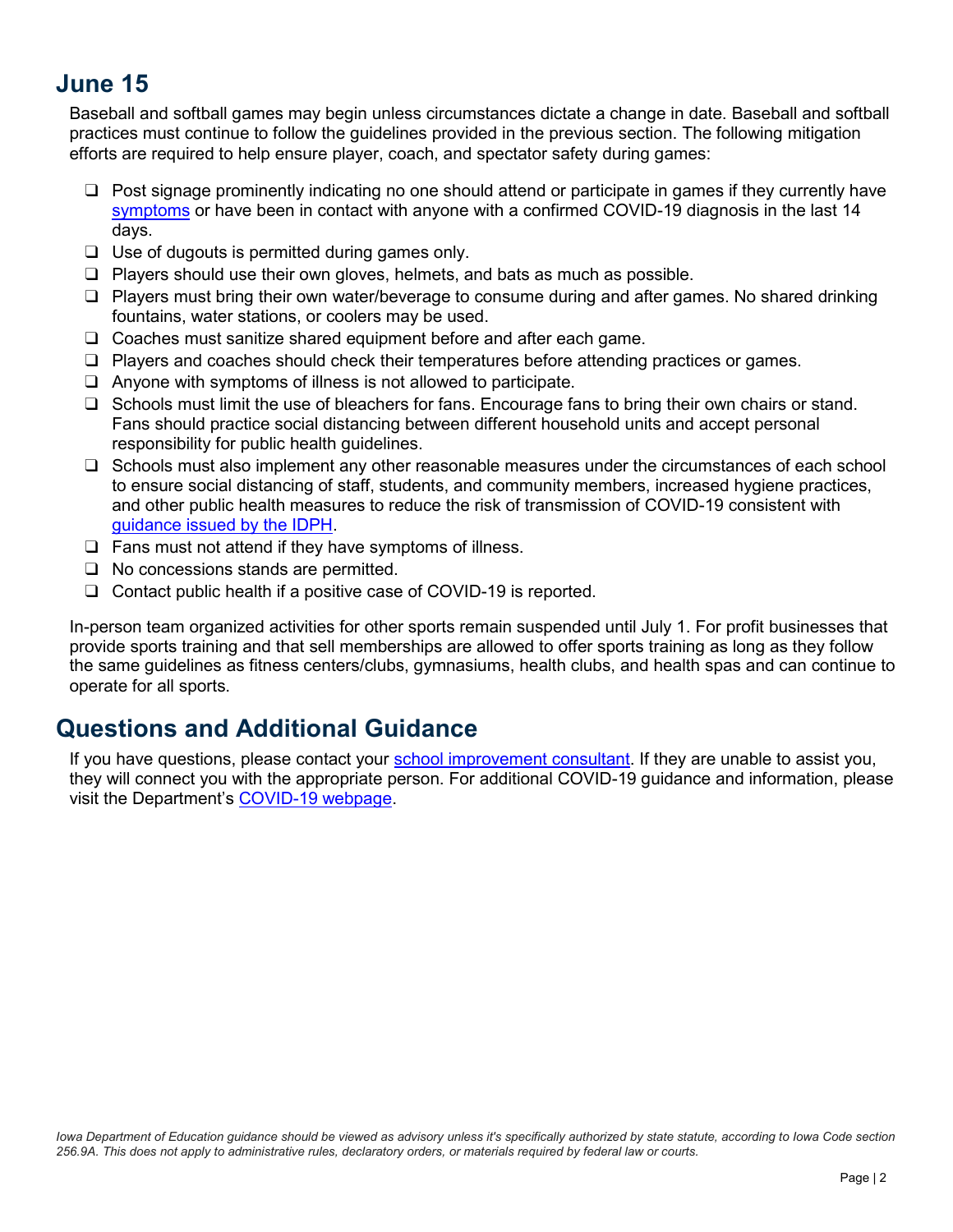## June 15

Baseball and softball games may begin unless circumstances dictate a change in date. Baseball and softball practices must continue to follow the guidelines provided in the previous section. The following mitigation efforts are required to help ensure player, coach, and spectator safety during games:

- ❑ Post signage prominently indicating no one should attend or participate in games if they currently have symptoms or have been in contact with anyone with a confirmed COVID-19 diagnosis in the last 14 days.
- ❑ Use of dugouts is permitted during games only.
- ❑ Players should use their own gloves, helmets, and bats as much as possible.
- ❑ Players must bring their own water/beverage to consume during and after games. No shared drinking fountains, water stations, or coolers may be used.
- ❑ Coaches must sanitize shared equipment before and after each game.
- ❑ Players and coaches should check their temperatures before attending practices or games.
- ❑ Anyone with symptoms of illness is not allowed to participate.
- ❑ Schools must limit the use of bleachers for fans. Encourage fans to bring their own chairs or stand. Fans should practice social distancing between different household units and accept personal responsibility for public health guidelines.
- ❑ Schools must also implement any other reasonable measures under the circumstances of each school to ensure social distancing of staff, students, and community members, increased hygiene practices, and other public health measures to reduce the risk of transmission of COVID-19 consistent with guidance issued by the IDPH.
- ❑ Fans must not attend if they have symptoms of illness.
- ❑ No concessions stands are permitted.
- ❑ Contact public health if a positive case of COVID-19 is reported.

In-person team organized activities for other sports remain suspended until July 1. For profit businesses that provide sports training and that sell memberships are allowed to offer sports training as long as they follow the same guidelines as fitness centers/clubs, gymnasiums, health clubs, and health spas and can continue to operate for all sports.

## Questions and Additional Guidance

If you have questions, please contact your school improvement consultant. If they are unable to assist you, they will connect you with the appropriate person. For additional COVID-19 guidance and information, please visit the Department's COVID-19 webpage.

*Iowa Department of Education guidance should be viewed as advisory unless it's specifically authorized by state statute, according to Iowa Code section 256.9A. This does not apply to administrative rules, declaratory orders, or materials required by federal law or courts.*